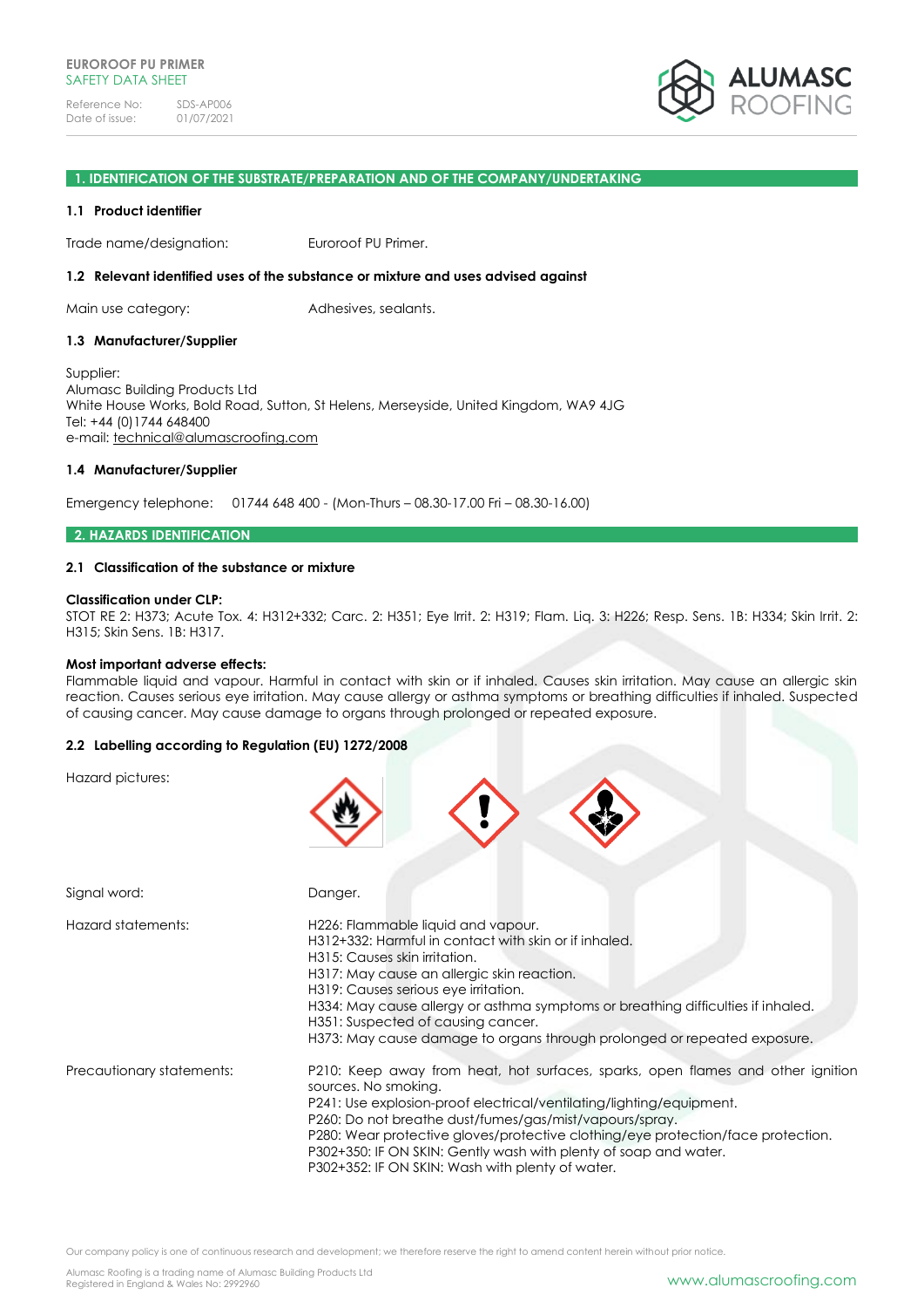EUROROOF PU PRIMER
SAFETY DATA SHEET

Reference No: SDS-AP006
Date of issue: 01/07/2021

## 1. IDENTIFICATION OF THE SUBSTRATE/PREPARATION AND OF THE COMPANY/UNDERTAKING

### 1.1 Product identifier

Trade name/designation: Euroroof PU Primer.

### 1.2 Relevant identified uses of the substance or mixture and uses advised against

Main use category: Adhesives, sealants.

### 1.3 Manufacturer/Supplier

Supplier:
Alumasc Building Products Ltd
White House Works, Bold Road, Sutton, St Helens, Merseyside, United Kingdom, WA9 4JG
Tel: +44 (0)1744 648400
e-mail: technical@alumascroofing.com

### 1.4 Manufacturer/Supplier

Emergency telephone: 01744 648 400 - (Mon-Thurs – 08.30-17.00 Fri – 08.30-16.00)

## 2. HAZARDS IDENTIFICATION

### 2.1 Classification of the substance or mixture

**Classification under CLP:**
STOT RE 2: H373; Acute Tox. 4: H312+332; Carc. 2: H351; Eye Irrit. 2: H319; Flam. Liq. 3: H226; Resp. Sens. 1B: H334; Skin Irrit. 2: H315; Skin Sens. 1B: H317.

**Most important adverse effects:**
Flammable liquid and vapour. Harmful in contact with skin or if inhaled. Causes skin irritation. May cause an allergic skin reaction. Causes serious eye irritation. May cause allergy or asthma symptoms or breathing difficulties if inhaled. Suspected of causing cancer. May cause damage to organs through prolonged or repeated exposure.

### 2.2 Labelling according to Regulation (EU) 1272/2008

Hazard pictures:

Signal word: Danger.

Hazard statements:
H226: Flammable liquid and vapour.
H312+332: Harmful in contact with skin or if inhaled.
H315: Causes skin irritation.
H317: May cause an allergic skin reaction.
H319: Causes serious eye irritation.
H334: May cause allergy or asthma symptoms or breathing difficulties if inhaled.
H351: Suspected of causing cancer.
H373: May cause damage to organs through prolonged or repeated exposure.

Precautionary statements:
P210: Keep away from heat, hot surfaces, sparks, open flames and other ignition sources. No smoking.
P241: Use explosion-proof electrical/ventilating/lighting/equipment.
P260: Do not breathe dust/fumes/gas/mist/vapours/spray.
P280: Wear protective gloves/protective clothing/eye protection/face protection.
P302+350: IF ON SKIN: Gently wash with plenty of soap and water.
P302+352: IF ON SKIN: Wash with plenty of water.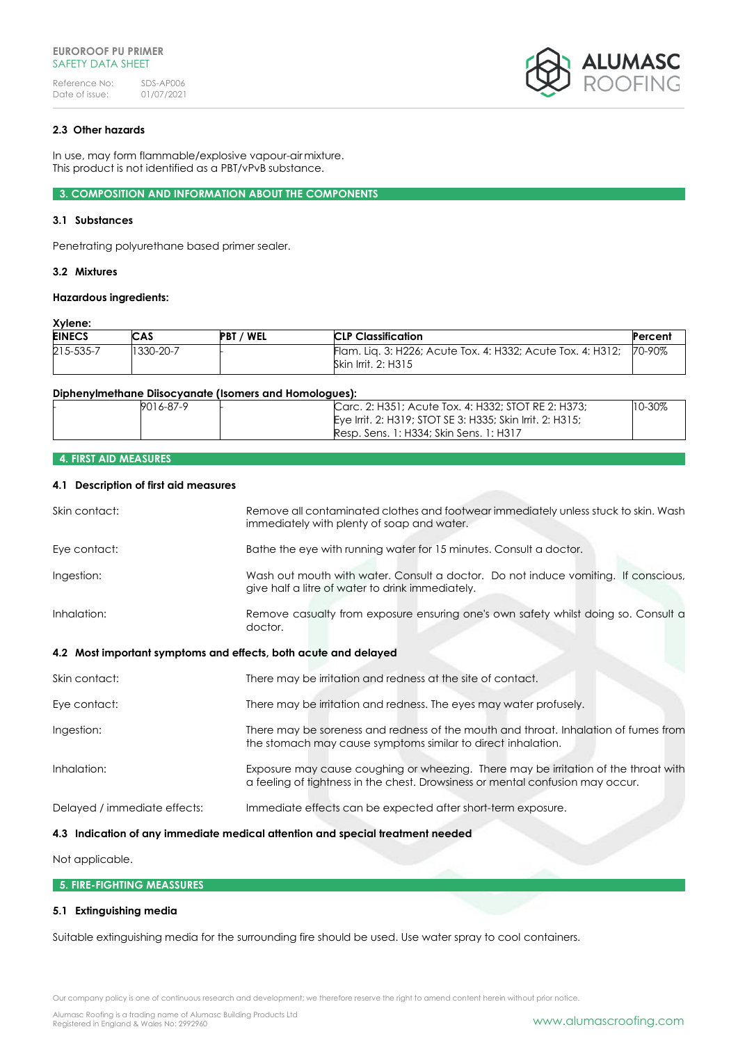### 2.3 Other hazards

In use, may form flammable/explosive vapour-air mixture.
This product is not identified as a PBT/vPvB substance.

## 3. COMPOSITION AND INFORMATION ABOUT THE COMPONENTS

### 3.1 Substances

Penetrating polyurethane based primer sealer.

### 3.2 Mixtures

**Hazardous ingredients:**

**Xylene:**

| EINECS | CAS | PBT / WEL | CLP Classification | Percent |
|---|---|---|---|---|
| 215-535-7 | 1330-20-7 | - | Flam. Liq. 3: H226; Acute Tox. 4: H332; Acute Tox. 4: H312; Skin Irrit. 2: H315 | 70-90% |

**Diphenylmethane Diisocyanate (Isomers and Homologues):**

| EINECS | CAS | PBT / WEL | CLP Classification | Percent |
|---|---|---|---|---|
| - | 9016-87-9 | - | Carc. 2: H351; Acute Tox. 4: H332; STOT RE 2: H373; Eye Irrit. 2: H319; STOT SE 3: H335; Skin Irrit. 2: H315; Resp. Sens. 1: H334; Skin Sens. 1: H317 | 10-30% |

## 4. FIRST AID MEASURES

### 4.1 Description of first aid measures

**Skin contact:** Remove all contaminated clothes and footwear immediately unless stuck to skin. Wash immediately with plenty of soap and water.

**Eye contact:** Bathe the eye with running water for 15 minutes. Consult a doctor.

**Ingestion:** Wash out mouth with water. Consult a doctor. Do not induce vomiting. If conscious, give half a litre of water to drink immediately.

**Inhalation:** Remove casualty from exposure ensuring one's own safety whilst doing so. Consult a doctor.

### 4.2 Most important symptoms and effects, both acute and delayed

**Skin contact:** There may be irritation and redness at the site of contact.

**Eye contact:** There may be irritation and redness. The eyes may water profusely.

**Ingestion:** There may be soreness and redness of the mouth and throat. Inhalation of fumes from the stomach may cause symptoms similar to direct inhalation.

**Inhalation:** Exposure may cause coughing or wheezing. There may be irritation of the throat with a feeling of tightness in the chest. Drowsiness or mental confusion may occur.

**Delayed / immediate effects:** Immediate effects can be expected after short-term exposure.

### 4.3 Indication of any immediate medical attention and special treatment needed

Not applicable.

## 5. FIRE-FIGHTING MEASSURES

### 5.1 Extinguishing media

Suitable extinguishing media for the surrounding fire should be used. Use water spray to cool containers.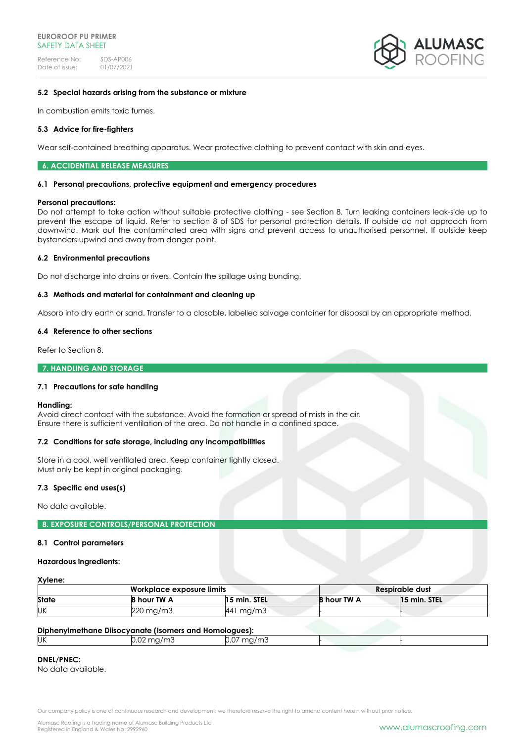### 5.2 Special hazards arising from the substance or mixture

In combustion emits toxic fumes.

### 5.3 Advice for fire-fighters

Wear self-contained breathing apparatus. Wear protective clothing to prevent contact with skin and eyes.

## 6. ACCIDENTIAL RELEASE MEASURES

### 6.1 Personal precautions, protective equipment and emergency procedures

**Personal precautions:**
Do not attempt to take action without suitable protective clothing - see Section 8. Turn leaking containers leak-side up to prevent the escape of liquid. Refer to section 8 of SDS for personal protection details. If outside do not approach from downwind. Mark out the contaminated area with signs and prevent access to unauthorised personnel. If outside keep bystanders upwind and away from danger point.

### 6.2 Environmental precautions

Do not discharge into drains or rivers. Contain the spillage using bunding.

### 6.3 Methods and material for containment and cleaning up

Absorb into dry earth or sand. Transfer to a closable, labelled salvage container for disposal by an appropriate method.

### 6.4 Reference to other sections

Refer to Section 8.

## 7. HANDLING AND STORAGE

### 7.1 Precautions for safe handling

**Handling:**
Avoid direct contact with the substance. Avoid the formation or spread of mists in the air.
Ensure there is sufficient ventilation of the area. Do not handle in a confined space.

### 7.2 Conditions for safe storage, including any incompatibilities

Store in a cool, well ventilated area. Keep container tightly closed.
Must only be kept in original packaging.

### 7.3 Specific end use(s)

No data available.

## 8. EXPOSURE CONTROLS/PERSONAL PROTECTION

### 8.1 Control parameters

**Hazardous ingredients:**

**Xylene:**

| | Workplace exposure limits | | Respirable dust | |
|---|---|---|---|---|
| **State** | **8 hour TW A** | **15 min. STEL** | **8 hour TW A** | **15 min. STEL** |
| UK | 220 mg/m3 | 441 mg/m3 | - | - |

**Diphenylmethane Diisocyanate (Isomers and Homologues):**

| | | | | |
|---|---|---|---|---|
| UK | 0.02 mg/m3 | 0.07 mg/m3 | - | - |

**DNEL/PNEC:**
No data available.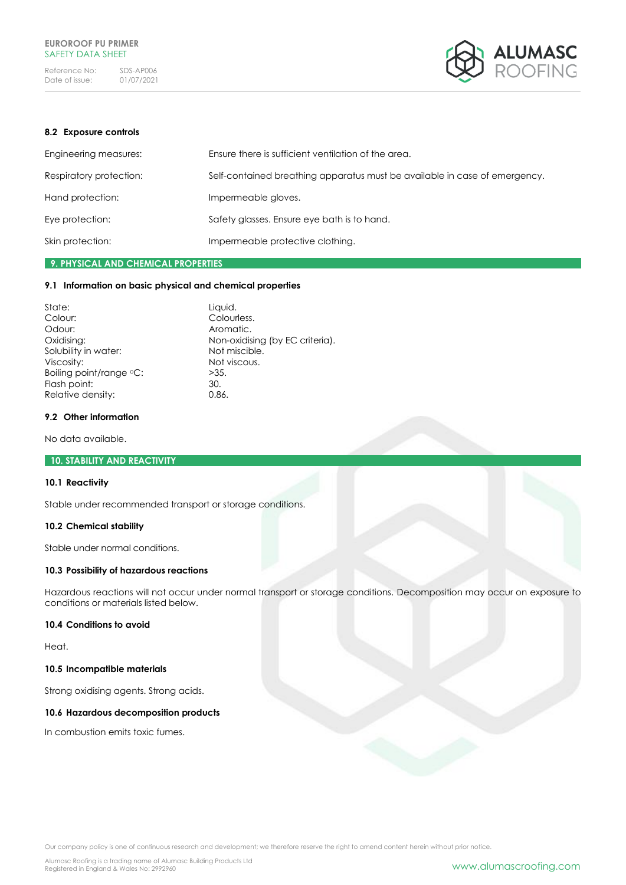### 8.2 Exposure controls

| | |
|---|---|
| Engineering measures: | Ensure there is sufficient ventilation of the area. |
| Respiratory protection: | Self-contained breathing apparatus must be available in case of emergency. |
| Hand protection: | Impermeable gloves. |
| Eye protection: | Safety glasses. Ensure eye bath is to hand. |
| Skin protection: | Impermeable protective clothing. |

## 9. PHYSICAL AND CHEMICAL PROPERTIES

### 9.1 Information on basic physical and chemical properties

| | |
|---|---|
| State: | Liquid. |
| Colour: | Colourless. |
| Odour: | Aromatic. |
| Oxidising: | Non-oxidising (by EC criteria). |
| Solubility in water: | Not miscible. |
| Viscosity: | Not viscous. |
| Boiling point/range °C: | >35. |
| Flash point: | 30. |
| Relative density: | 0.86. |

### 9.2 Other information

No data available.

## 10. STABILITY AND REACTIVITY

### 10.1 Reactivity

Stable under recommended transport or storage conditions.

### 10.2 Chemical stability

Stable under normal conditions.

### 10.3 Possibility of hazardous reactions

Hazardous reactions will not occur under normal transport or storage conditions. Decomposition may occur on exposure to conditions or materials listed below.

### 10.4 Conditions to avoid

Heat.

### 10.5 Incompatible materials

Strong oxidising agents. Strong acids.

### 10.6 Hazardous decomposition products

In combustion emits toxic fumes.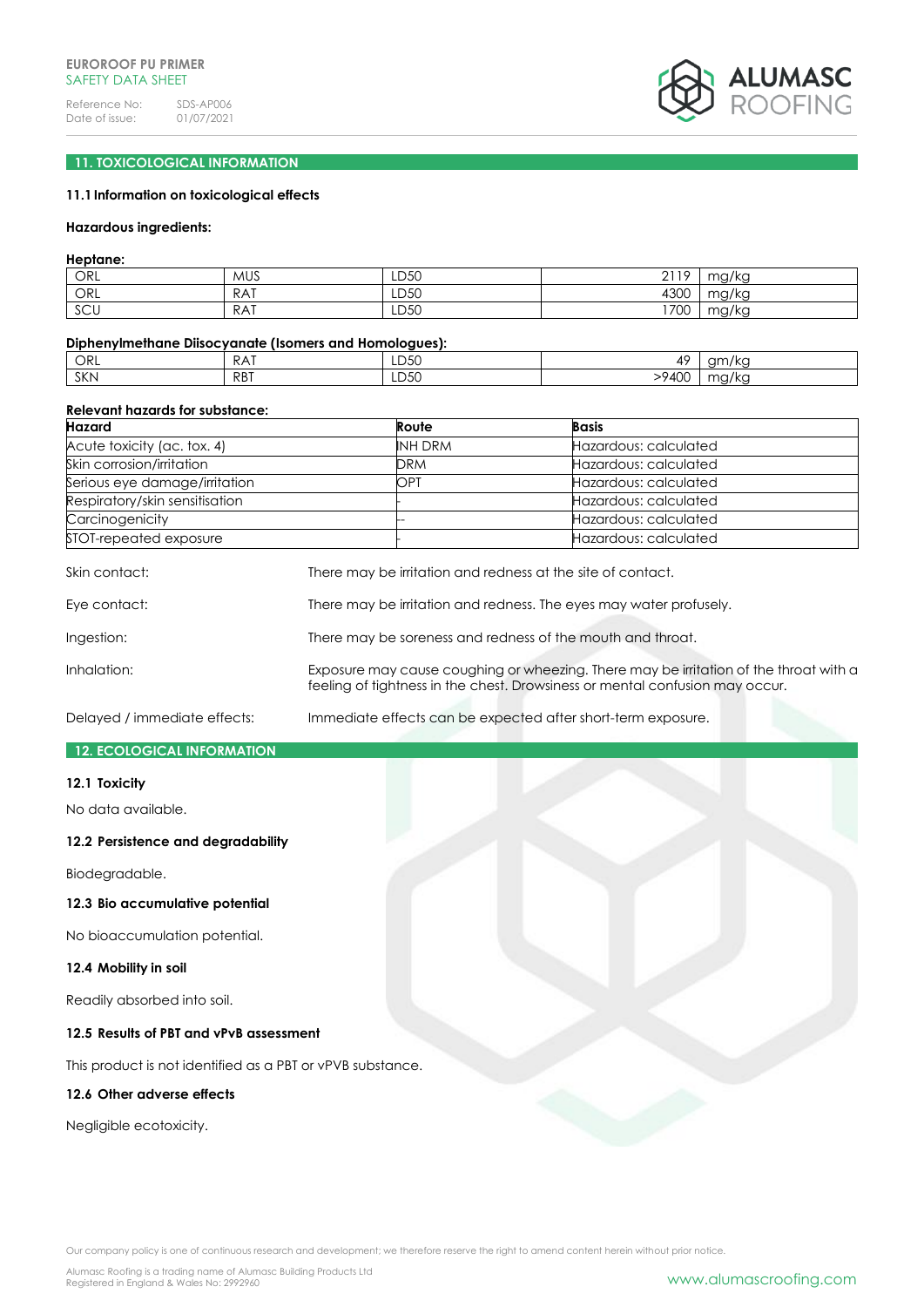## 11. TOXICOLOGICAL INFORMATION

### 11.1 Information on toxicological effects

**Hazardous ingredients:**

**Heptane:**

| | | | | |
|---|---|---|---|---|
| ORL | MUS | LD50 | 2119 | mg/kg |
| ORL | RAT | LD50 | 4300 | mg/kg |
| SCU | RAT | LD50 | 1700 | mg/kg |

**Diphenylmethane Diisocyanate (Isomers and Homologues):**

| | | | | |
|---|---|---|---|---|
| ORL | RAT | LD50 | 49 | gm/kg |
| SKN | RBT | LD50 | >9400 | mg/kg |

**Relevant hazards for substance:**

| Hazard | Route | Basis |
|---|---|---|
| Acute toxicity (ac. tox. 4) | INH DRM | Hazardous: calculated |
| Skin corrosion/irritation | DRM | Hazardous: calculated |
| Serious eye damage/irritation | OPT | Hazardous: calculated |
| Respiratory/skin sensitisation | - | Hazardous: calculated |
| Carcinogenicity | -- | Hazardous: calculated |
| STOT-repeated exposure | - | Hazardous: calculated |

| | |
|---|---|
| Skin contact: | There may be irritation and redness at the site of contact. |
| Eye contact: | There may be irritation and redness. The eyes may water profusely. |
| Ingestion: | There may be soreness and redness of the mouth and throat. |
| Inhalation: | Exposure may cause coughing or wheezing. There may be irritation of the throat with a feeling of tightness in the chest. Drowsiness or mental confusion may occur. |
| Delayed / immediate effects: | Immediate effects can be expected after short-term exposure. |

## 12. ECOLOGICAL INFORMATION

### 12.1 Toxicity

No data available.

### 12.2 Persistence and degradability

Biodegradable.

### 12.3 Bio accumulative potential

No bioaccumulation potential.

### 12.4 Mobility in soil

Readily absorbed into soil.

### 12.5 Results of PBT and vPvB assessment

This product is not identified as a PBT or vPVB substance.

### 12.6 Other adverse effects

Negligible ecotoxicity.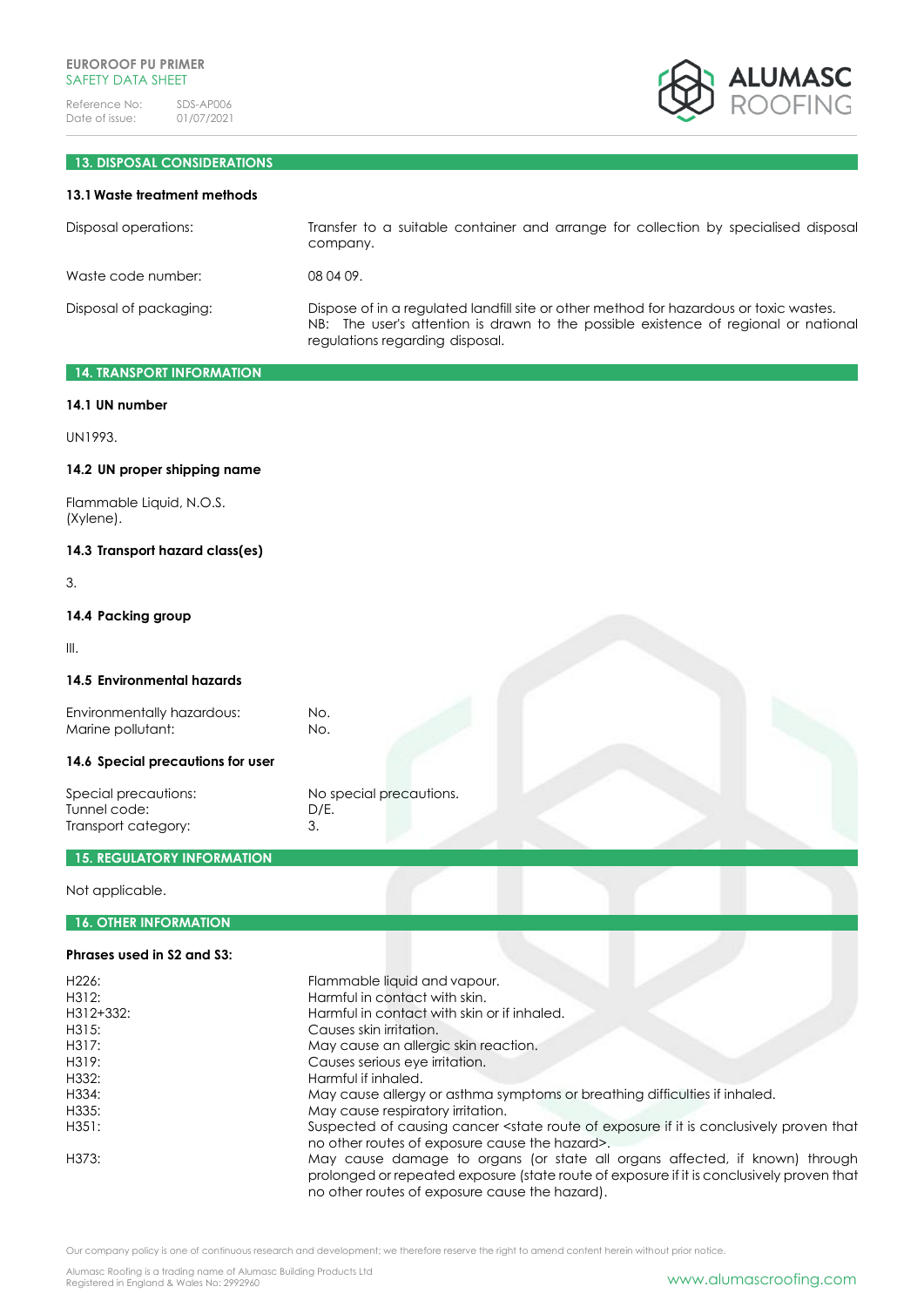## 13. DISPOSAL CONSIDERATIONS

### 13.1 Waste treatment methods

| | |
|---|---|
| Disposal operations: | Transfer to a suitable container and arrange for collection by specialised disposal company. |
| Waste code number: | 08 04 09. |
| Disposal of packaging: | Dispose of in a regulated landfill site or other method for hazardous or toxic wastes. NB: The user's attention is drawn to the possible existence of regional or national regulations regarding disposal. |

## 14. TRANSPORT INFORMATION

### 14.1 UN number

UN1993.

### 14.2 UN proper shipping name

Flammable Liquid, N.O.S.
(Xylene).

### 14.3 Transport hazard class(es)

3.

### 14.4 Packing group

III.

### 14.5 Environmental hazards

| | |
|---|---|
| Environmentally hazardous: | No. |
| Marine pollutant: | No. |

### 14.6 Special precautions for user

| | |
|---|---|
| Special precautions: | No special precautions. |
| Tunnel code: | D/E. |
| Transport category: | 3. |

## 15. REGULATORY INFORMATION

Not applicable.

## 16. OTHER INFORMATION

### Phrases used in S2 and S3:

| | |
|---|---|
| H226: | Flammable liquid and vapour. |
| H312: | Harmful in contact with skin. |
| H312+332: | Harmful in contact with skin or if inhaled. |
| H315: | Causes skin irritation. |
| H317: | May cause an allergic skin reaction. |
| H319: | Causes serious eye irritation. |
| H332: | Harmful if inhaled. |
| H334: | May cause allergy or asthma symptoms or breathing difficulties if inhaled. |
| H335: | May cause respiratory irritation. |
| H351: | Suspected of causing cancer <state route of exposure if it is conclusively proven that no other routes of exposure cause the hazard>. |
| H373: | May cause damage to organs (or state all organs affected, if known) through prolonged or repeated exposure (state route of exposure if it is conclusively proven that no other routes of exposure cause the hazard). |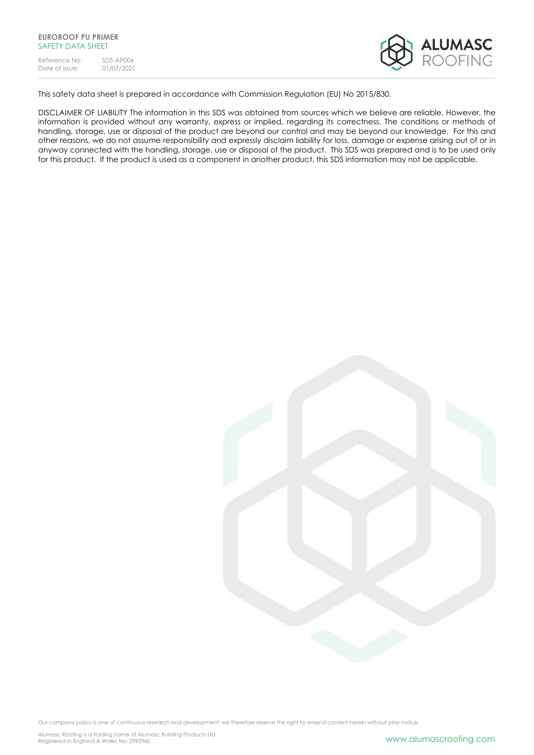This safety data sheet is prepared in accordance with Commission Regulation (EU) No 2015/830.

DISCLAIMER OF LIABILITY The information in this SDS was obtained from sources which we believe are reliable. However, the information is provided without any warranty, express or implied, regarding its correctness. The conditions or methods of handling, storage, use or disposal of the product are beyond our control and may be beyond our knowledge. For this and other reasons, we do not assume responsibility and expressly disclaim liability for loss, damage or expense arising out of or in anyway connected with the handling, storage, use or disposal of the product. This SDS was prepared and is to be used only for this product. If the product is used as a component in another product, this SDS information may not be applicable.